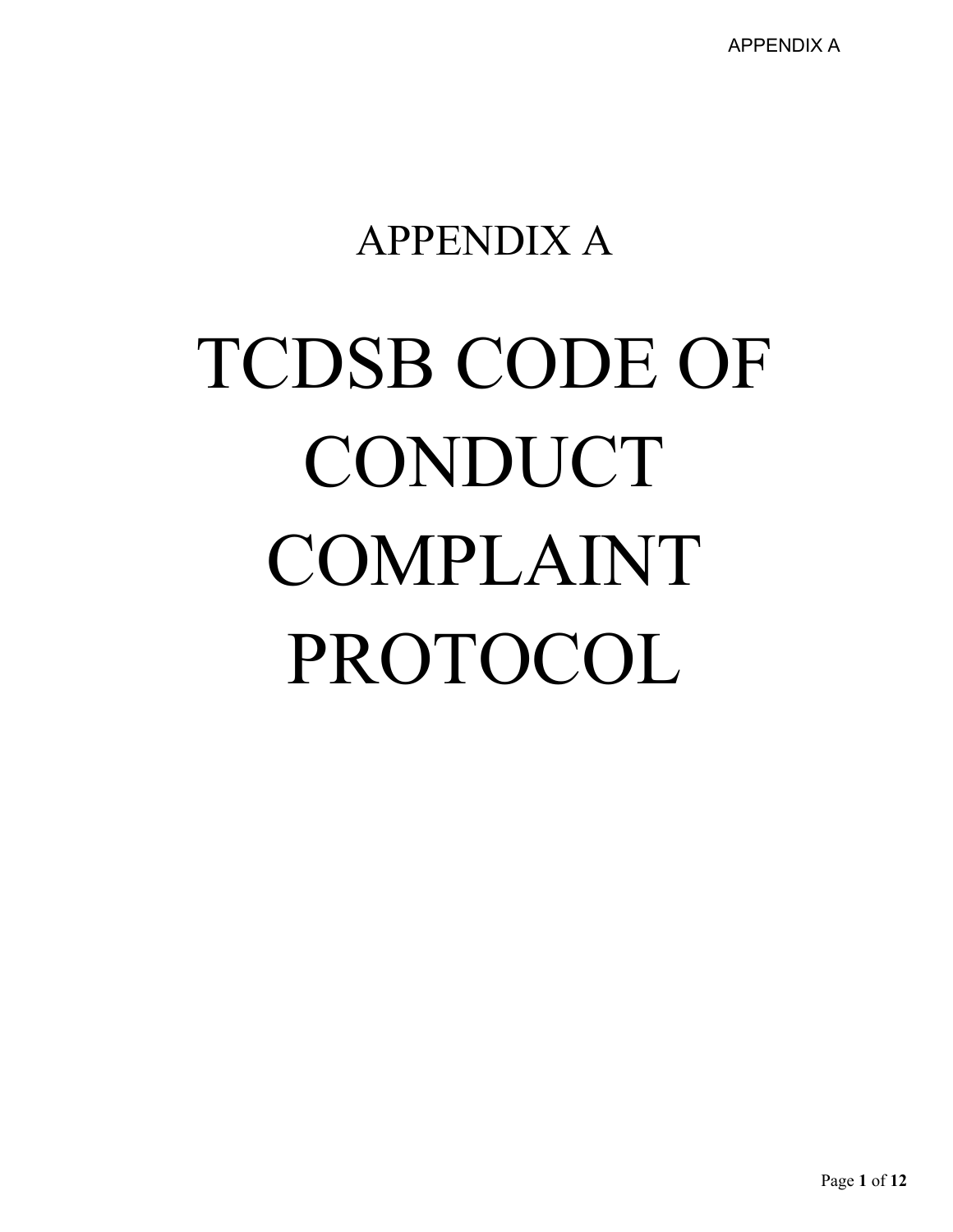# APPENDIX A

# TCDSB CODE OF CONDUCT COMPLAINT PROTOCOL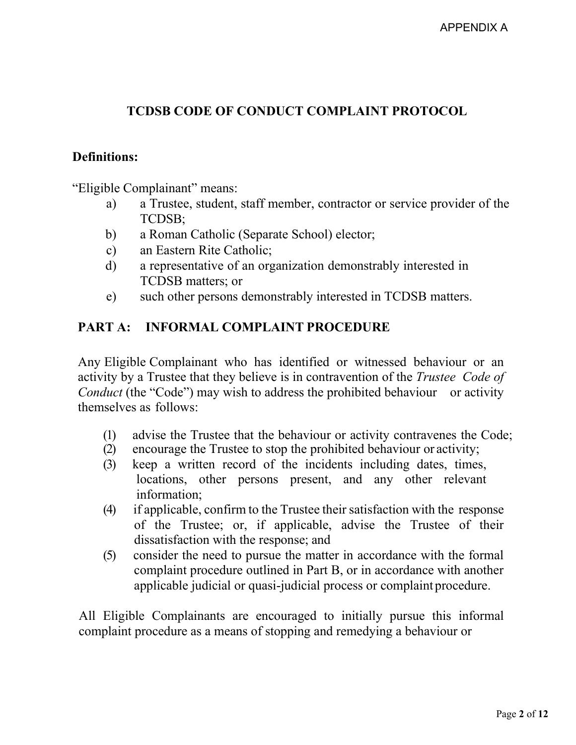APPENDIX A

# TCDSB CODE OF CONDUCT COMPLAINT PROTOCOL

**Definitions:**

"Eligible Complainant" means:

a) a Trustee, student, staff member, contractor or service provider of the TCDSB;
b) a Roman Catholic (Separate School) elector;
c) an Eastern Rite Catholic;
d) a representative of an organization demonstrably interested in TCDSB matters; or
e) such other persons demonstrably interested in TCDSB matters.

## PART A: INFORMAL COMPLAINT PROCEDURE

Any Eligible Complainant who has identified or witnessed behaviour or an activity by a Trustee that they believe is in contravention of the *Trustee Code of Conduct* (the "Code") may wish to address the prohibited behaviour or activity themselves as follows:

(1) advise the Trustee that the behaviour or activity contravenes the Code;
(2) encourage the Trustee to stop the prohibited behaviour or activity;
(3) keep a written record of the incidents including dates, times, locations, other persons present, and any other relevant information;
(4) if applicable, confirm to the Trustee their satisfaction with the response of the Trustee; or, if applicable, advise the Trustee of their dissatisfaction with the response; and
(5) consider the need to pursue the matter in accordance with the formal complaint procedure outlined in Part B, or in accordance with another applicable judicial or quasi-judicial process or complaint procedure.

All Eligible Complainants are encouraged to initially pursue this informal complaint procedure as a means of stopping and remedying a behaviour or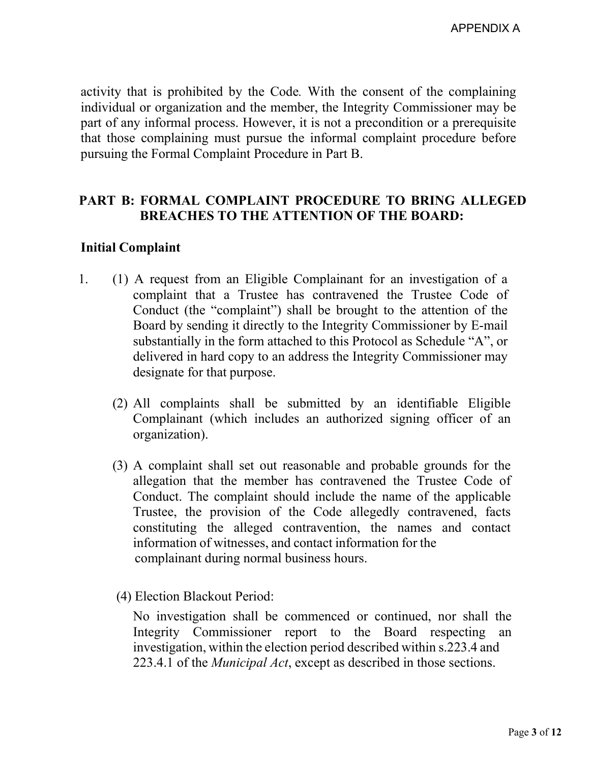activity that is prohibited by the Code. With the consent of the complaining individual or organization and the member, the Integrity Commissioner may be part of any informal process. However, it is not a precondition or a prerequisite that those complaining must pursue the informal complaint procedure before pursuing the Formal Complaint Procedure in Part B.

## PART B: FORMAL COMPLAINT PROCEDURE TO BRING ALLEGED BREACHES TO THE ATTENTION OF THE BOARD:

### Initial Complaint

1. (1) A request from an Eligible Complainant for an investigation of a complaint that a Trustee has contravened the Trustee Code of Conduct (the "complaint") shall be brought to the attention of the Board by sending it directly to the Integrity Commissioner by E-mail substantially in the form attached to this Protocol as Schedule "A", or delivered in hard copy to an address the Integrity Commissioner may designate for that purpose.

   (2) All complaints shall be submitted by an identifiable Eligible Complainant (which includes an authorized signing officer of an organization).

   (3) A complaint shall set out reasonable and probable grounds for the allegation that the member has contravened the Trustee Code of Conduct. The complaint should include the name of the applicable Trustee, the provision of the Code allegedly contravened, facts constituting the alleged contravention, the names and contact information of witnesses, and contact information for the complainant during normal business hours.

   (4) Election Blackout Period:

   No investigation shall be commenced or continued, nor shall the Integrity Commissioner report to the Board respecting an investigation, within the election period described within s.223.4 and 223.4.1 of the *Municipal Act*, except as described in those sections.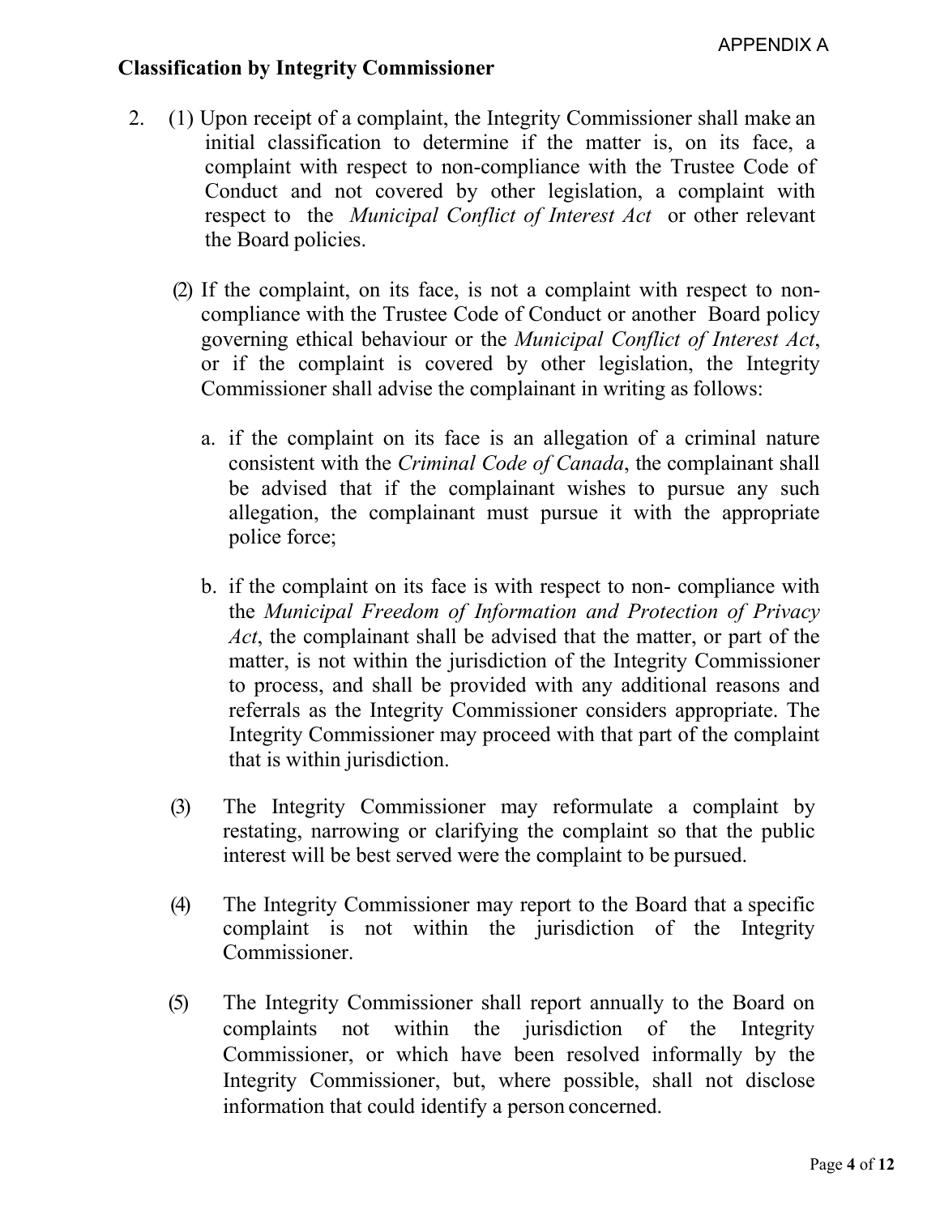APPENDIX A

**Classification by Integrity Commissioner**

2. (1) Upon receipt of a complaint, the Integrity Commissioner shall make an initial classification to determine if the matter is, on its face, a complaint with respect to non-compliance with the Trustee Code of Conduct and not covered by other legislation, a complaint with respect to the *Municipal Conflict of Interest Act* or other relevant the Board policies.

   (2) If the complaint, on its face, is not a complaint with respect to non-compliance with the Trustee Code of Conduct or another Board policy governing ethical behaviour or the *Municipal Conflict of Interest Act*, or if the complaint is covered by other legislation, the Integrity Commissioner shall advise the complainant in writing as follows:

   a. if the complaint on its face is an allegation of a criminal nature consistent with the *Criminal Code of Canada*, the complainant shall be advised that if the complainant wishes to pursue any such allegation, the complainant must pursue it with the appropriate police force;

   b. if the complaint on its face is with respect to non- compliance with the *Municipal Freedom of Information and Protection of Privacy Act*, the complainant shall be advised that the matter, or part of the matter, is not within the jurisdiction of the Integrity Commissioner to process, and shall be provided with any additional reasons and referrals as the Integrity Commissioner considers appropriate. The Integrity Commissioner may proceed with that part of the complaint that is within jurisdiction.

   (3) The Integrity Commissioner may reformulate a complaint by restating, narrowing or clarifying the complaint so that the public interest will be best served were the complaint to be pursued.

   (4) The Integrity Commissioner may report to the Board that a specific complaint is not within the jurisdiction of the Integrity Commissioner.

   (5) The Integrity Commissioner shall report annually to the Board on complaints not within the jurisdiction of the Integrity Commissioner, or which have been resolved informally by the Integrity Commissioner, but, where possible, shall not disclose information that could identify a person concerned.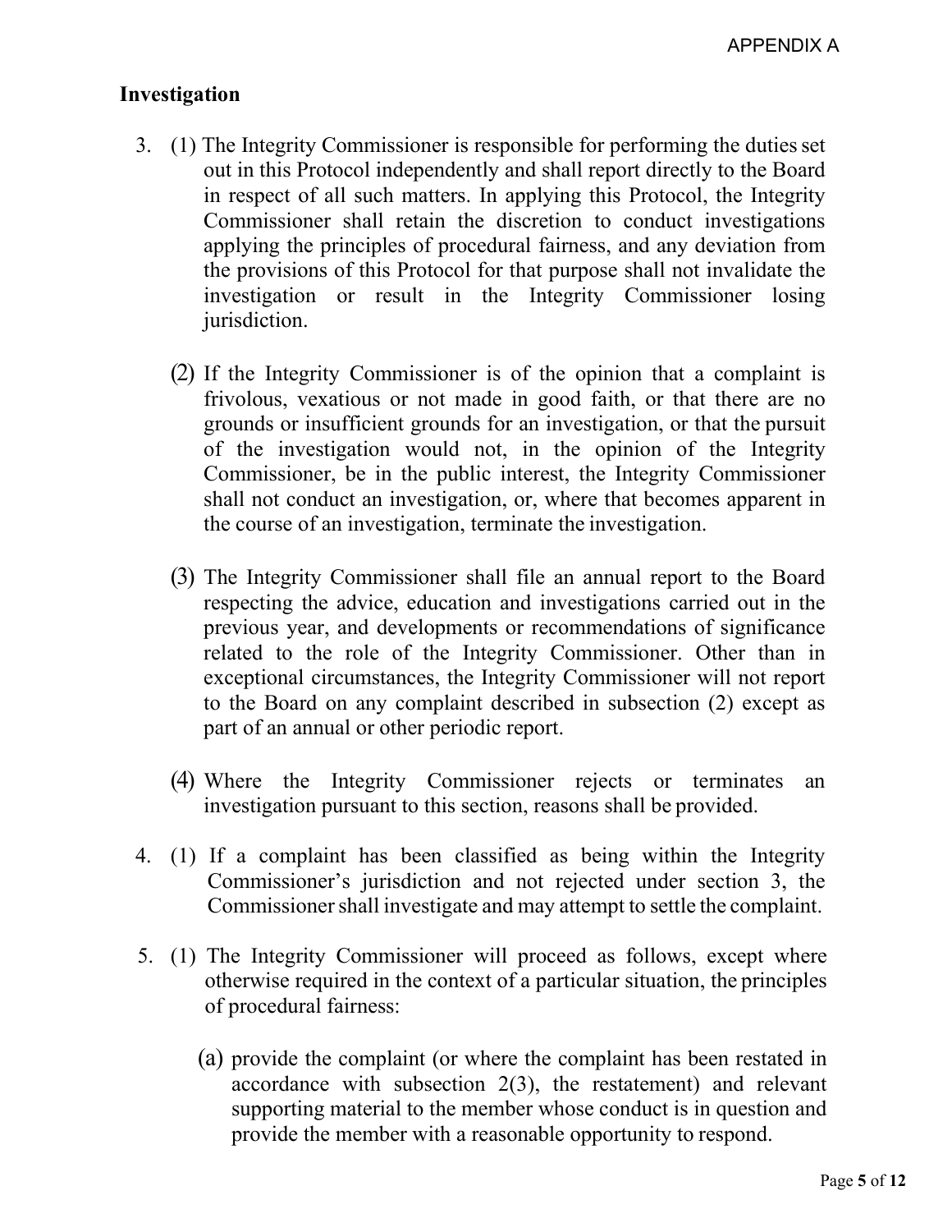## Investigation

3. (1) The Integrity Commissioner is responsible for performing the duties set out in this Protocol independently and shall report directly to the Board in respect of all such matters. In applying this Protocol, the Integrity Commissioner shall retain the discretion to conduct investigations applying the principles of procedural fairness, and any deviation from the provisions of this Protocol for that purpose shall not invalidate the investigation or result in the Integrity Commissioner losing jurisdiction.

   (2) If the Integrity Commissioner is of the opinion that a complaint is frivolous, vexatious or not made in good faith, or that there are no grounds or insufficient grounds for an investigation, or that the pursuit of the investigation would not, in the opinion of the Integrity Commissioner, be in the public interest, the Integrity Commissioner shall not conduct an investigation, or, where that becomes apparent in the course of an investigation, terminate the investigation.

   (3) The Integrity Commissioner shall file an annual report to the Board respecting the advice, education and investigations carried out in the previous year, and developments or recommendations of significance related to the role of the Integrity Commissioner. Other than in exceptional circumstances, the Integrity Commissioner will not report to the Board on any complaint described in subsection (2) except as part of an annual or other periodic report.

   (4) Where the Integrity Commissioner rejects or terminates an investigation pursuant to this section, reasons shall be provided.

4. (1) If a complaint has been classified as being within the Integrity Commissioner's jurisdiction and not rejected under section 3, the Commissioner shall investigate and may attempt to settle the complaint.

5. (1) The Integrity Commissioner will proceed as follows, except where otherwise required in the context of a particular situation, the principles of procedural fairness:

   (a) provide the complaint (or where the complaint has been restated in accordance with subsection 2(3), the restatement) and relevant supporting material to the member whose conduct is in question and provide the member with a reasonable opportunity to respond.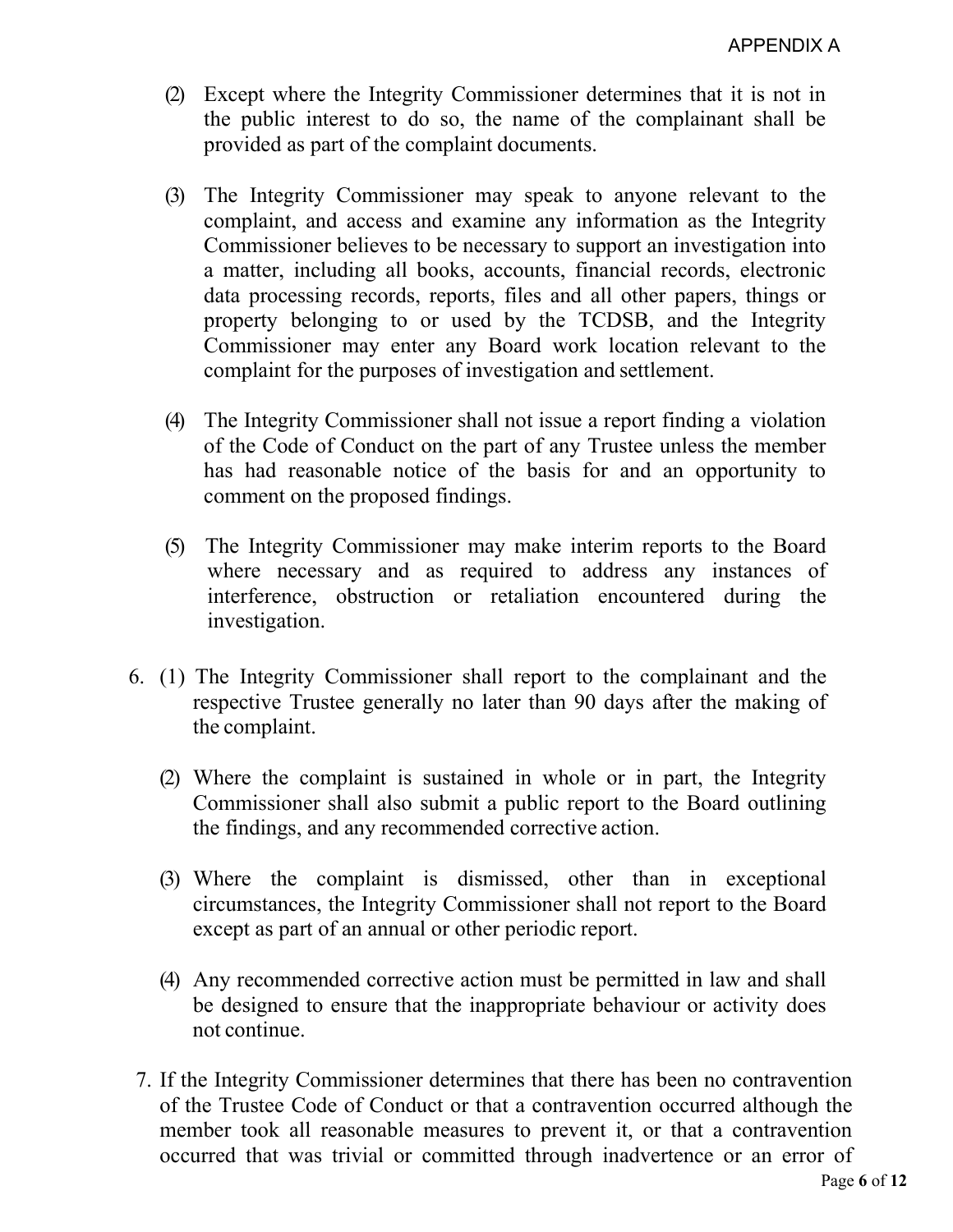(2) Except where the Integrity Commissioner determines that it is not in the public interest to do so, the name of the complainant shall be provided as part of the complaint documents.

(3) The Integrity Commissioner may speak to anyone relevant to the complaint, and access and examine any information as the Integrity Commissioner believes to be necessary to support an investigation into a matter, including all books, accounts, financial records, electronic data processing records, reports, files and all other papers, things or property belonging to or used by the TCDSB, and the Integrity Commissioner may enter any Board work location relevant to the complaint for the purposes of investigation and settlement.

(4) The Integrity Commissioner shall not issue a report finding a violation of the Code of Conduct on the part of any Trustee unless the member has had reasonable notice of the basis for and an opportunity to comment on the proposed findings.

(5) The Integrity Commissioner may make interim reports to the Board where necessary and as required to address any instances of interference, obstruction or retaliation encountered during the investigation.

6. (1) The Integrity Commissioner shall report to the complainant and the respective Trustee generally no later than 90 days after the making of the complaint.

   (2) Where the complaint is sustained in whole or in part, the Integrity Commissioner shall also submit a public report to the Board outlining the findings, and any recommended corrective action.

   (3) Where the complaint is dismissed, other than in exceptional circumstances, the Integrity Commissioner shall not report to the Board except as part of an annual or other periodic report.

   (4) Any recommended corrective action must be permitted in law and shall be designed to ensure that the inappropriate behaviour or activity does not continue.

7. If the Integrity Commissioner determines that there has been no contravention of the Trustee Code of Conduct or that a contravention occurred although the member took all reasonable measures to prevent it, or that a contravention occurred that was trivial or committed through inadvertence or an error of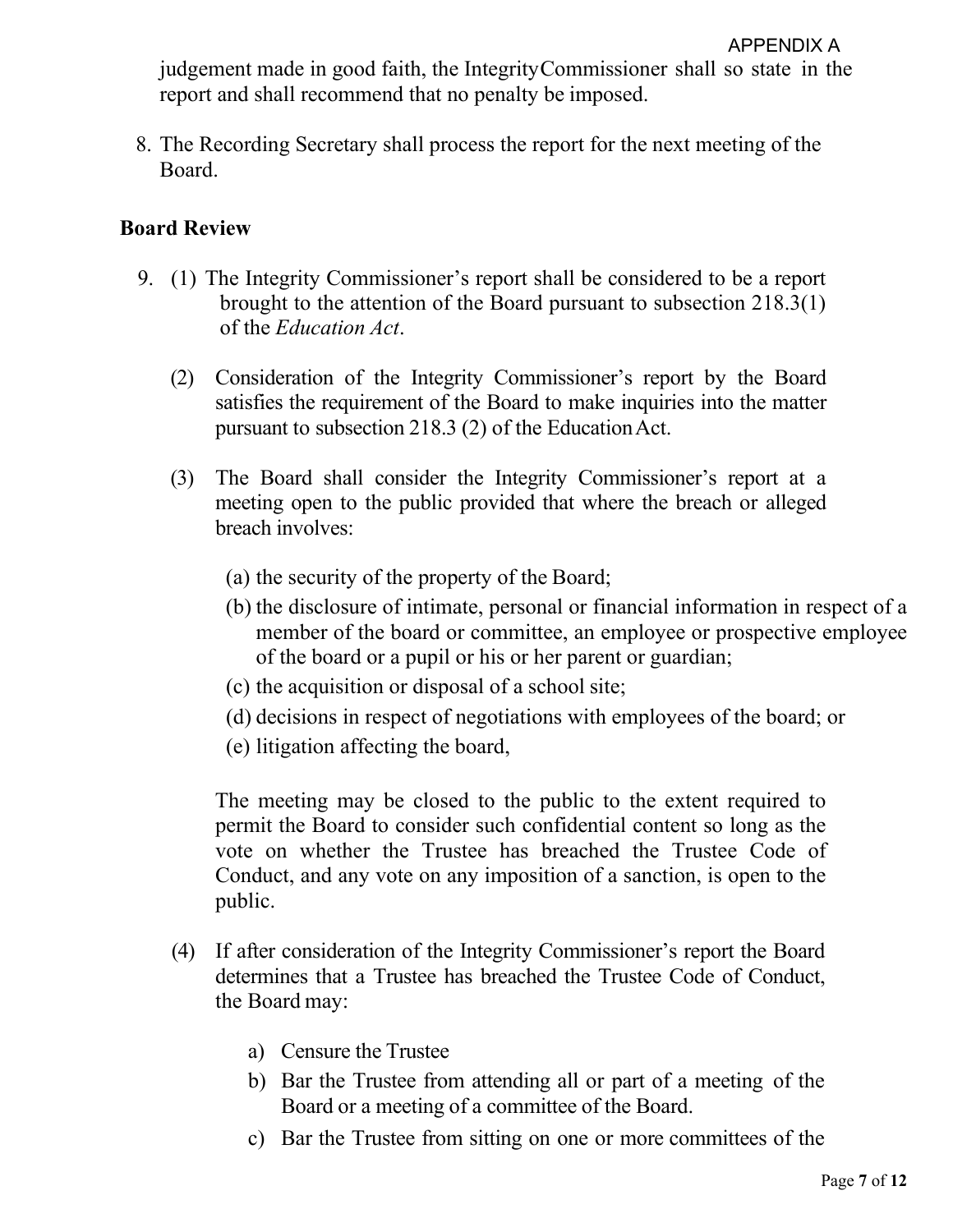judgement made in good faith, the Integrity Commissioner shall so state in the report and shall recommend that no penalty be imposed.

8. The Recording Secretary shall process the report for the next meeting of the Board.

**Board Review**

9. (1) The Integrity Commissioner's report shall be considered to be a report brought to the attention of the Board pursuant to subsection 218.3(1) of the *Education Act*.

   (2) Consideration of the Integrity Commissioner's report by the Board satisfies the requirement of the Board to make inquiries into the matter pursuant to subsection 218.3 (2) of the Education Act.

   (3) The Board shall consider the Integrity Commissioner's report at a meeting open to the public provided that where the breach or alleged breach involves:

      (a) the security of the property of the Board;
      (b) the disclosure of intimate, personal or financial information in respect of a member of the board or committee, an employee or prospective employee of the board or a pupil or his or her parent or guardian;
      (c) the acquisition or disposal of a school site;
      (d) decisions in respect of negotiations with employees of the board; or
      (e) litigation affecting the board,

   The meeting may be closed to the public to the extent required to permit the Board to consider such confidential content so long as the vote on whether the Trustee has breached the Trustee Code of Conduct, and any vote on any imposition of a sanction, is open to the public.

   (4) If after consideration of the Integrity Commissioner's report the Board determines that a Trustee has breached the Trustee Code of Conduct, the Board may:

      a) Censure the Trustee
      b) Bar the Trustee from attending all or part of a meeting of the Board or a meeting of a committee of the Board.
      c) Bar the Trustee from sitting on one or more committees of the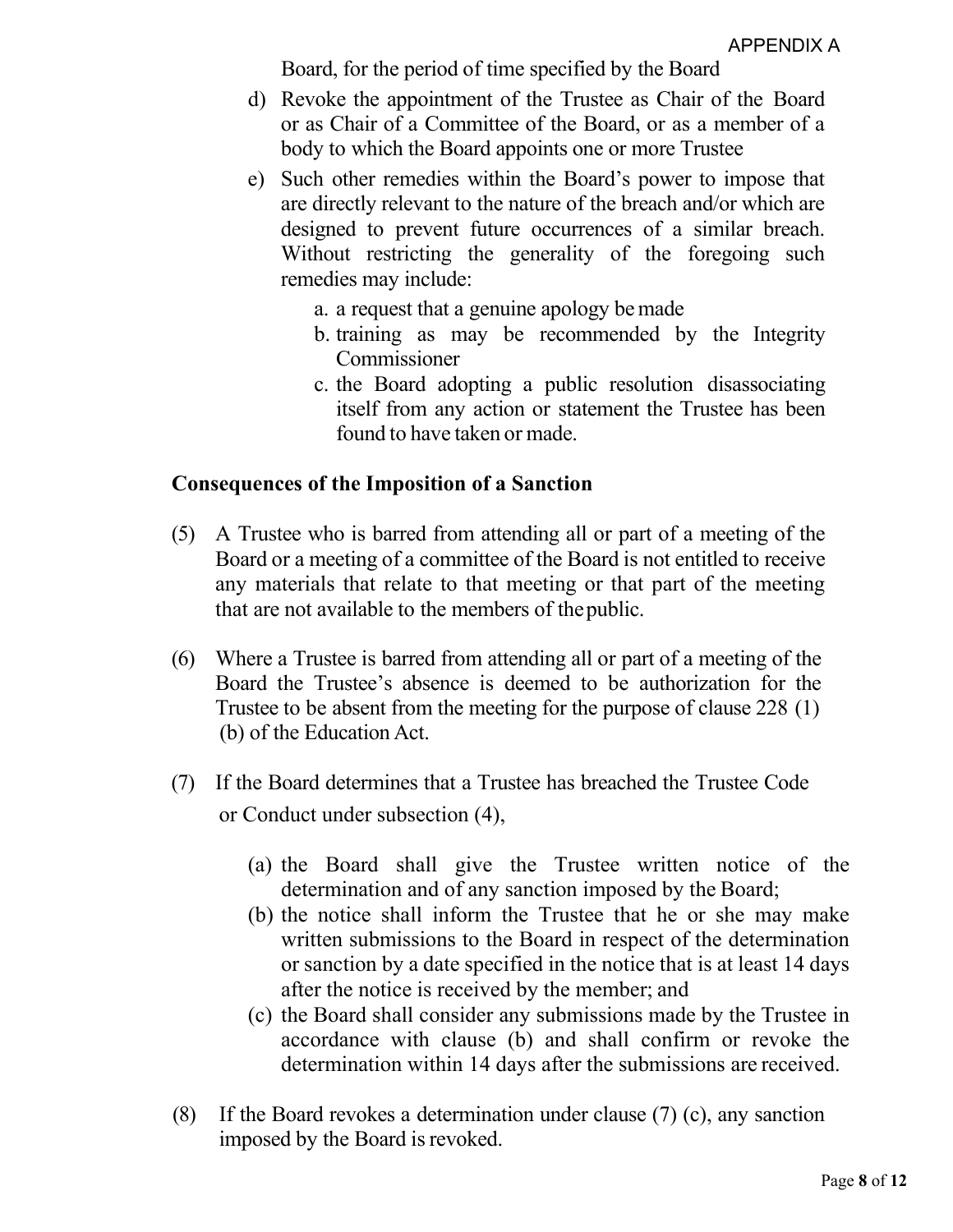Board, for the period of time specified by the Board

d) Revoke the appointment of the Trustee as Chair of the Board or as Chair of a Committee of the Board, or as a member of a body to which the Board appoints one or more Trustee

e) Such other remedies within the Board's power to impose that are directly relevant to the nature of the breach and/or which are designed to prevent future occurrences of a similar breach. Without restricting the generality of the foregoing such remedies may include:

   a. a request that a genuine apology be made
   b. training as may be recommended by the Integrity Commissioner
   c. the Board adopting a public resolution disassociating itself from any action or statement the Trustee has been found to have taken or made.

**Consequences of the Imposition of a Sanction**

(5) A Trustee who is barred from attending all or part of a meeting of the Board or a meeting of a committee of the Board is not entitled to receive any materials that relate to that meeting or that part of the meeting that are not available to the members of the public.

(6) Where a Trustee is barred from attending all or part of a meeting of the Board the Trustee's absence is deemed to be authorization for the Trustee to be absent from the meeting for the purpose of clause 228 (1) (b) of the Education Act.

(7) If the Board determines that a Trustee has breached the Trustee Code or Conduct under subsection (4),

   (a) the Board shall give the Trustee written notice of the determination and of any sanction imposed by the Board;
   (b) the notice shall inform the Trustee that he or she may make written submissions to the Board in respect of the determination or sanction by a date specified in the notice that is at least 14 days after the notice is received by the member; and
   (c) the Board shall consider any submissions made by the Trustee in accordance with clause (b) and shall confirm or revoke the determination within 14 days after the submissions are received.

(8) If the Board revokes a determination under clause (7) (c), any sanction imposed by the Board is revoked.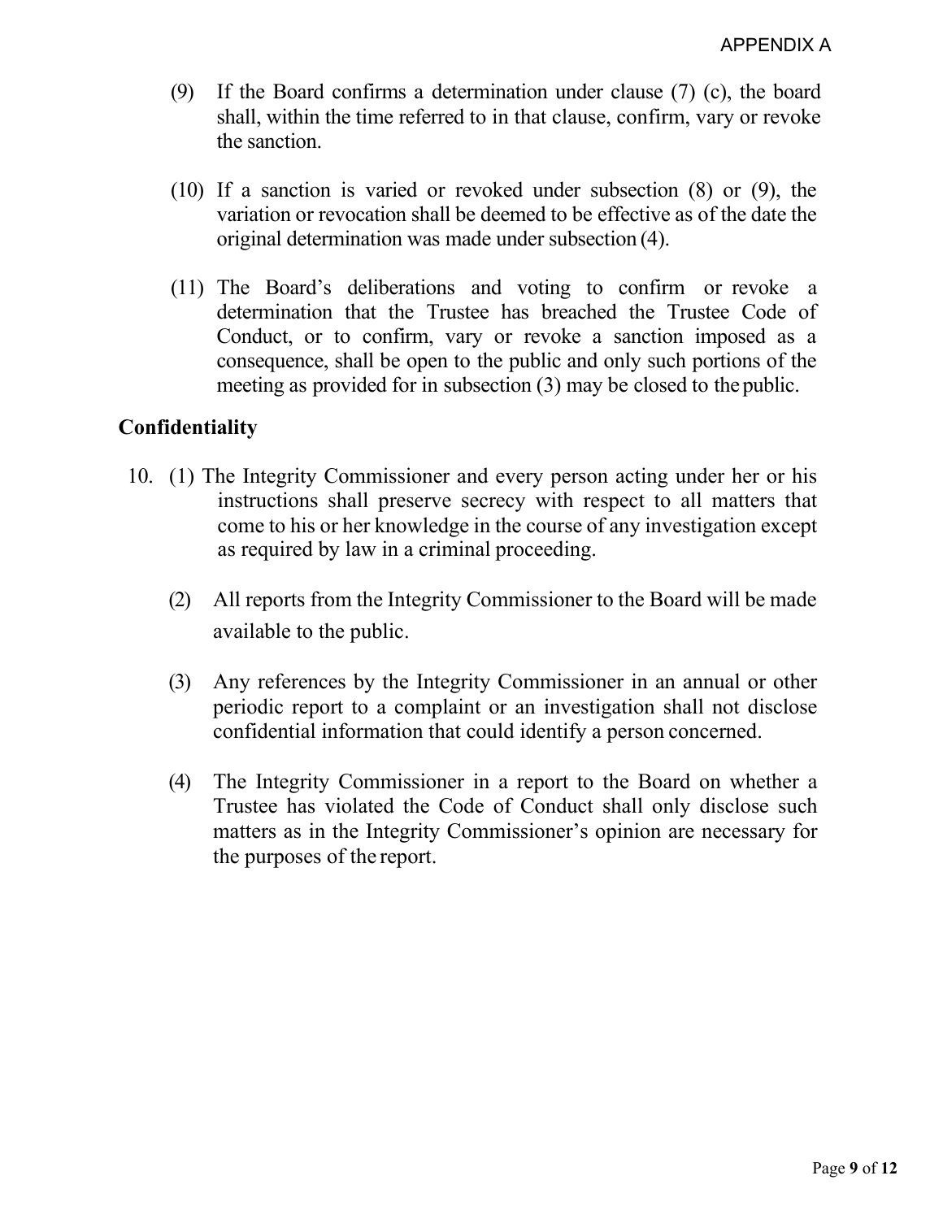(9) If the Board confirms a determination under clause (7) (c), the board shall, within the time referred to in that clause, confirm, vary or revoke the sanction.

(10) If a sanction is varied or revoked under subsection (8) or (9), the variation or revocation shall be deemed to be effective as of the date the original determination was made under subsection (4).

(11) The Board's deliberations and voting to confirm or revoke a determination that the Trustee has breached the Trustee Code of Conduct, or to confirm, vary or revoke a sanction imposed as a consequence, shall be open to the public and only such portions of the meeting as provided for in subsection (3) may be closed to the public.

**Confidentiality**

10. (1) The Integrity Commissioner and every person acting under her or his instructions shall preserve secrecy with respect to all matters that come to his or her knowledge in the course of any investigation except as required by law in a criminal proceeding.

(2) All reports from the Integrity Commissioner to the Board will be made available to the public.

(3) Any references by the Integrity Commissioner in an annual or other periodic report to a complaint or an investigation shall not disclose confidential information that could identify a person concerned.

(4) The Integrity Commissioner in a report to the Board on whether a Trustee has violated the Code of Conduct shall only disclose such matters as in the Integrity Commissioner's opinion are necessary for the purposes of the report.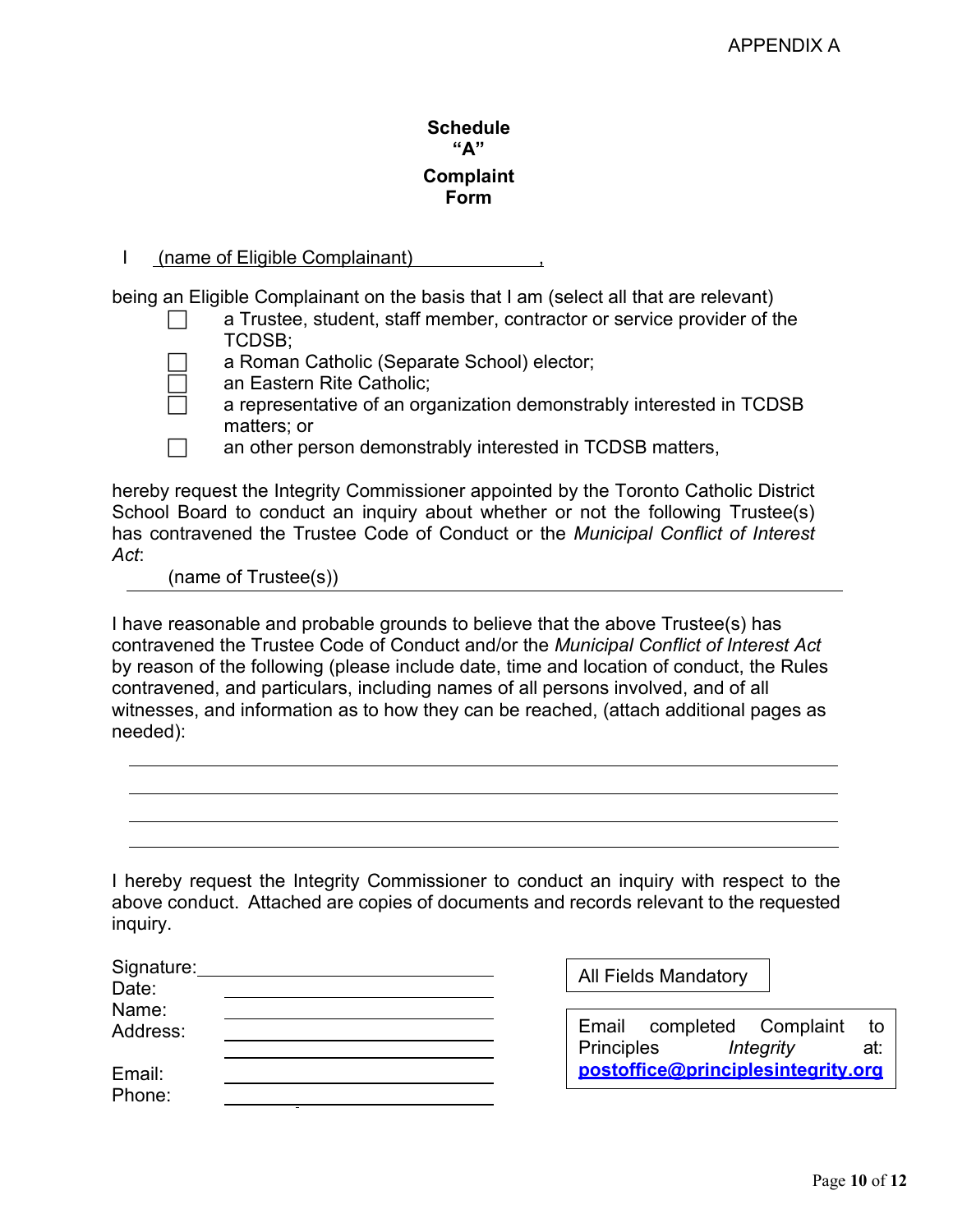APPENDIX A

## Schedule "A"

## Complaint Form

I (name of Eligible Complainant) ,

being an Eligible Complainant on the basis that I am (select all that are relevant)

- ☐ a Trustee, student, staff member, contractor or service provider of the TCDSB;
- ☐ a Roman Catholic (Separate School) elector;
- ☐ an Eastern Rite Catholic;
- ☐ a representative of an organization demonstrably interested in TCDSB matters; or
- ☐ an other person demonstrably interested in TCDSB matters,

hereby request the Integrity Commissioner appointed by the Toronto Catholic District School Board to conduct an inquiry about whether or not the following Trustee(s) has contravened the Trustee Code of Conduct or the *Municipal Conflict of Interest Act*:

(name of Trustee(s)) ______________________________

I have reasonable and probable grounds to believe that the above Trustee(s) has contravened the Trustee Code of Conduct and/or the *Municipal Conflict of Interest Act* by reason of the following (please include date, time and location of conduct, the Rules contravened, and particulars, including names of all persons involved, and of all witnesses, and information as to how they can be reached, (attach additional pages as needed):

______________________________

______________________________

______________________________

______________________________

I hereby request the Integrity Commissioner to conduct an inquiry with respect to the above conduct. Attached are copies of documents and records relevant to the requested inquiry.

Signature: ______________________________
Date: ______________________________
Name: ______________________________
Address: ______________________________
______________________________
Email: ______________________________
Phone: ______________________________

All Fields Mandatory

Email completed Complaint to Principles *Integrity* at: **postoffice@principlesintegrity.org**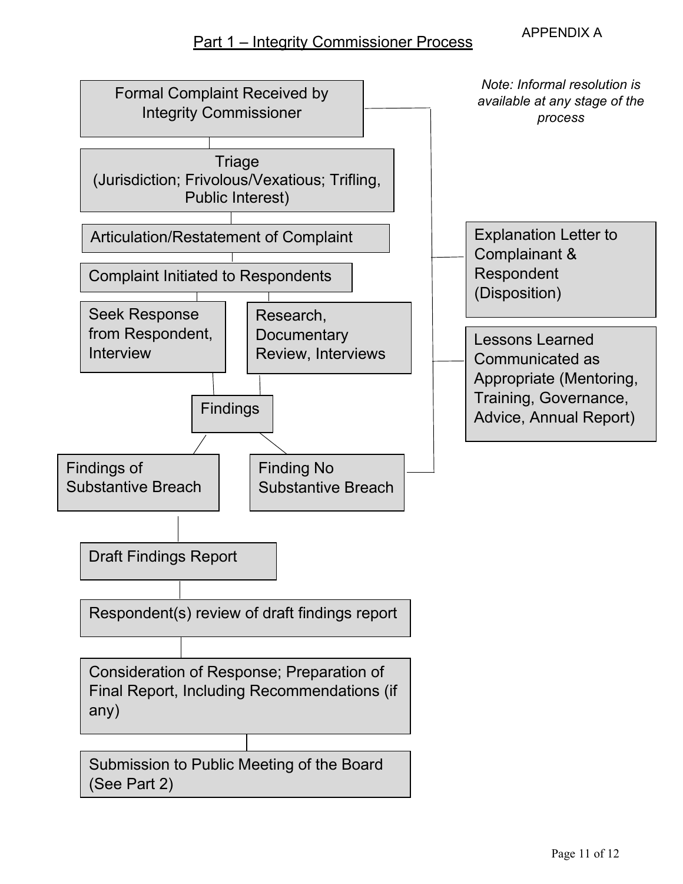APPENDIX A

## Part 1 – Integrity Commissioner Process

*Note: Informal resolution is available at any stage of the process*

Formal Complaint Received by Integrity Commissioner

Triage (Jurisdiction; Frivolous/Vexatious; Trifling, Public Interest)

Articulation/Restatement of Complaint

Complaint Initiated to Respondents

Seek Response from Respondent, Interview

Research, Documentary Review, Interviews

Findings

Findings of Substantive Breach

Finding No Substantive Breach

Explanation Letter to Complainant & Respondent (Disposition)

Lessons Learned Communicated as Appropriate (Mentoring, Training, Governance, Advice, Annual Report)

Draft Findings Report

Respondent(s) review of draft findings report

Consideration of Response; Preparation of Final Report, Including Recommendations (if any)

Submission to Public Meeting of the Board (See Part 2)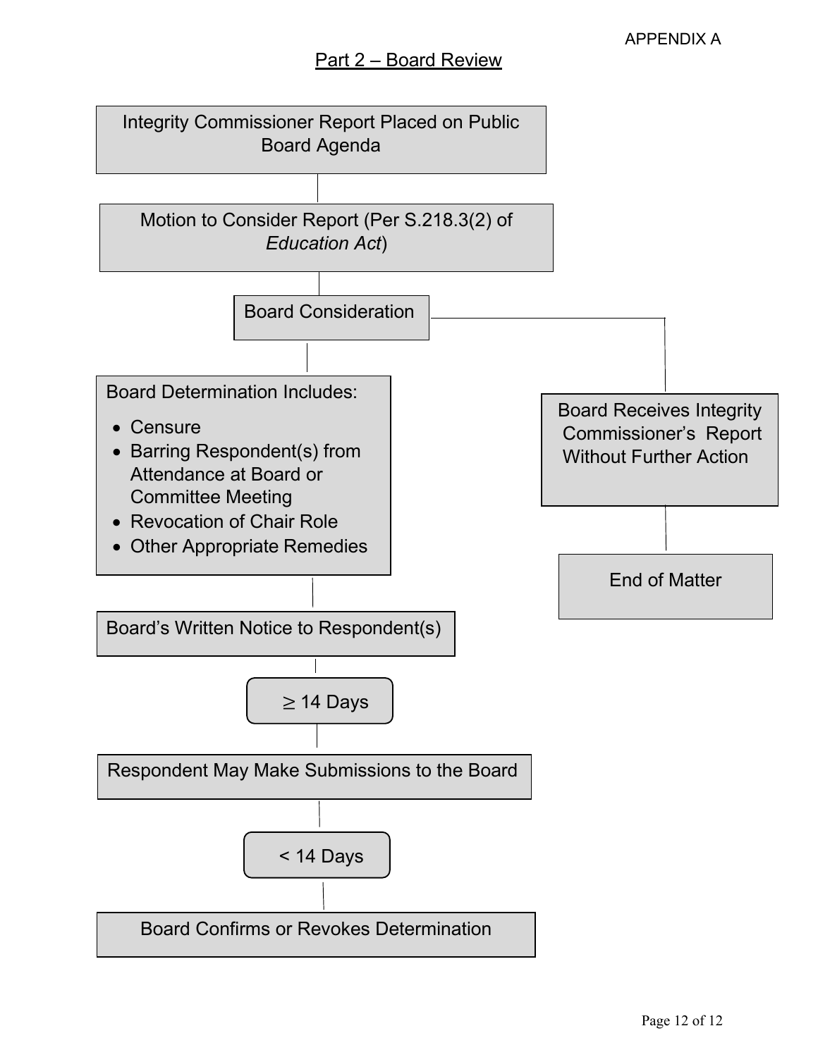APPENDIX A

## Part 2 – Board Review

Integrity Commissioner Report Placed on Public Board Agenda

Motion to Consider Report (Per S.218.3(2) of *Education Act*)

Board Consideration

Board Determination Includes:

- Censure
- Barring Respondent(s) from Attendance at Board or Committee Meeting
- Revocation of Chair Role
- Other Appropriate Remedies

Board Receives Integrity Commissioner's Report Without Further Action

End of Matter

Board's Written Notice to Respondent(s)

≥ 14 Days

Respondent May Make Submissions to the Board

< 14 Days

Board Confirms or Revokes Determination